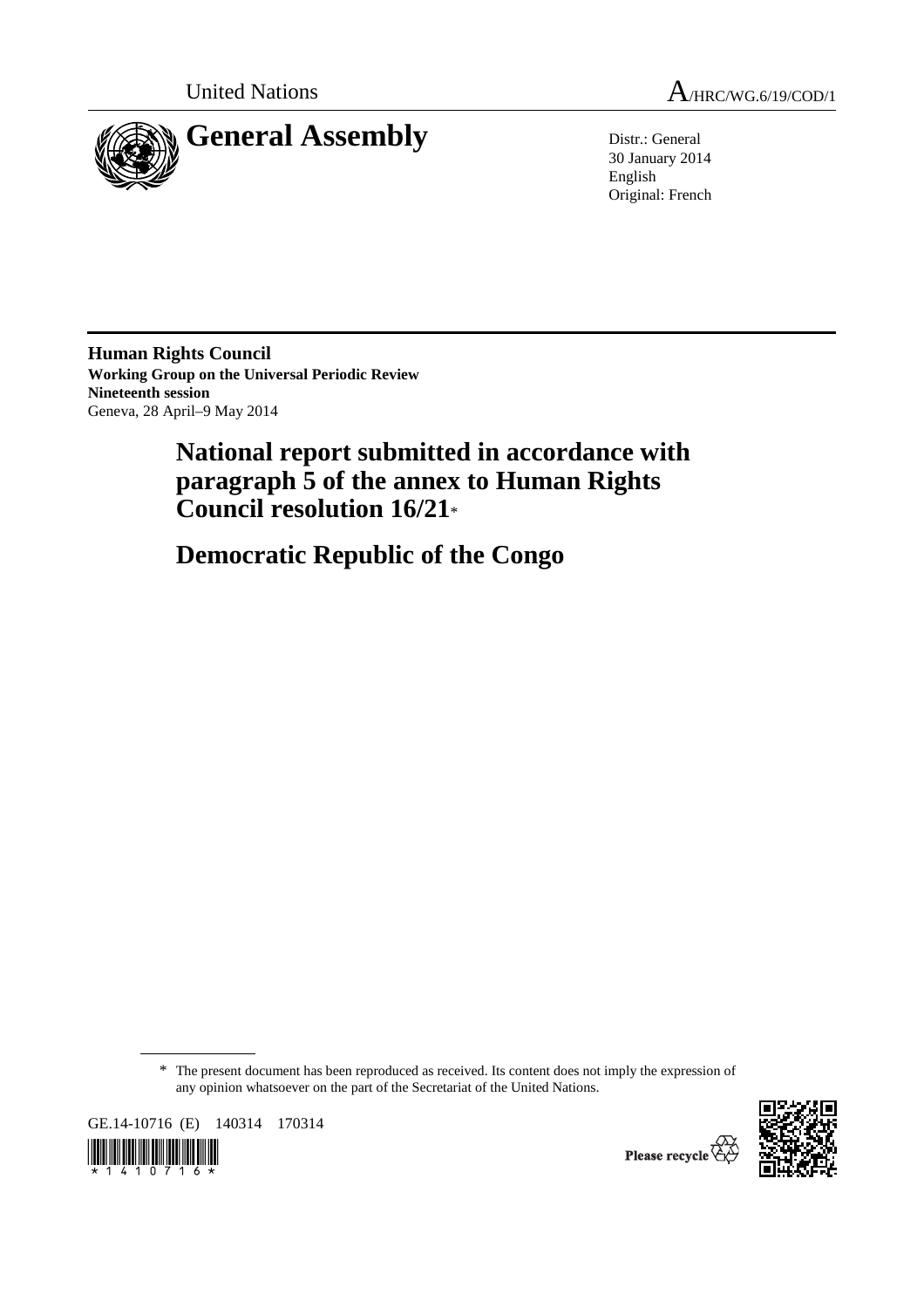United Nations

A/HRC/WG.6/19/COD/1

# General Assembly

Distr.: General
30 January 2014
English
Original: French

**Human Rights Council**
**Working Group on the Universal Periodic Review**
**Nineteenth session**
Geneva, 28 April–9 May 2014

## National report submitted in accordance with paragraph 5 of the annex to Human Rights Council resolution 16/21*

## Democratic Republic of the Congo

\* The present document has been reproduced as received. Its content does not imply the expression of any opinion whatsoever on the part of the Secretariat of the United Nations.

GE.14-10716 (E) 140314 170314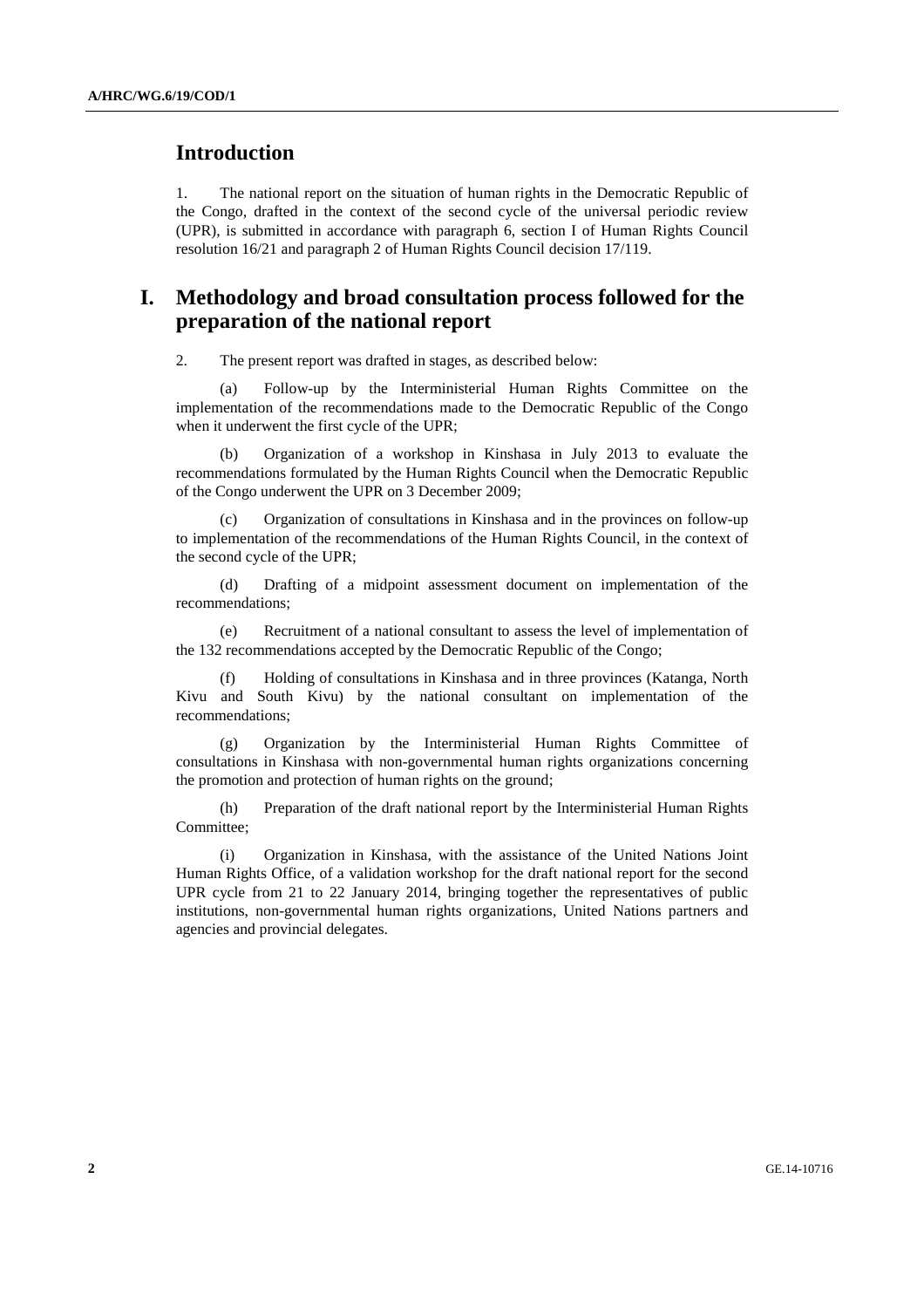## Introduction

1. The national report on the situation of human rights in the Democratic Republic of the Congo, drafted in the context of the second cycle of the universal periodic review (UPR), is submitted in accordance with paragraph 6, section I of Human Rights Council resolution 16/21 and paragraph 2 of Human Rights Council decision 17/119.

## I. Methodology and broad consultation process followed for the preparation of the national report

2. The present report was drafted in stages, as described below:

(a) Follow-up by the Interministerial Human Rights Committee on the implementation of the recommendations made to the Democratic Republic of the Congo when it underwent the first cycle of the UPR;

(b) Organization of a workshop in Kinshasa in July 2013 to evaluate the recommendations formulated by the Human Rights Council when the Democratic Republic of the Congo underwent the UPR on 3 December 2009;

(c) Organization of consultations in Kinshasa and in the provinces on follow-up to implementation of the recommendations of the Human Rights Council, in the context of the second cycle of the UPR;

(d) Drafting of a midpoint assessment document on implementation of the recommendations;

(e) Recruitment of a national consultant to assess the level of implementation of the 132 recommendations accepted by the Democratic Republic of the Congo;

(f) Holding of consultations in Kinshasa and in three provinces (Katanga, North Kivu and South Kivu) by the national consultant on implementation of the recommendations;

(g) Organization by the Interministerial Human Rights Committee of consultations in Kinshasa with non-governmental human rights organizations concerning the promotion and protection of human rights on the ground;

(h) Preparation of the draft national report by the Interministerial Human Rights Committee;

(i) Organization in Kinshasa, with the assistance of the United Nations Joint Human Rights Office, of a validation workshop for the draft national report for the second UPR cycle from 21 to 22 January 2014, bringing together the representatives of public institutions, non-governmental human rights organizations, United Nations partners and agencies and provincial delegates.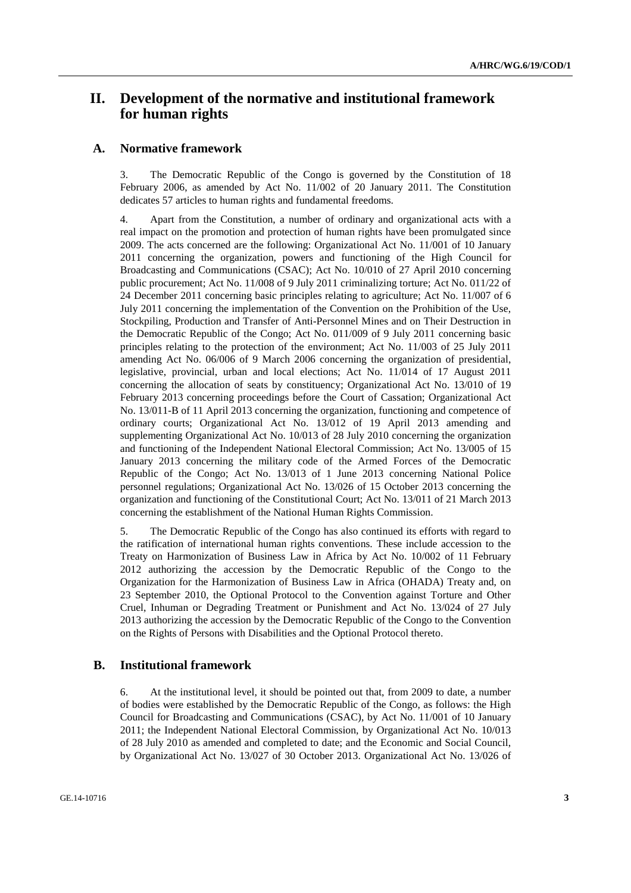# II. Development of the normative and institutional framework for human rights

## A. Normative framework

3. The Democratic Republic of the Congo is governed by the Constitution of 18 February 2006, as amended by Act No. 11/002 of 20 January 2011. The Constitution dedicates 57 articles to human rights and fundamental freedoms.

4. Apart from the Constitution, a number of ordinary and organizational acts with a real impact on the promotion and protection of human rights have been promulgated since 2009. The acts concerned are the following: Organizational Act No. 11/001 of 10 January 2011 concerning the organization, powers and functioning of the High Council for Broadcasting and Communications (CSAC); Act No. 10/010 of 27 April 2010 concerning public procurement; Act No. 11/008 of 9 July 2011 criminalizing torture; Act No. 011/22 of 24 December 2011 concerning basic principles relating to agriculture; Act No. 11/007 of 6 July 2011 concerning the implementation of the Convention on the Prohibition of the Use, Stockpiling, Production and Transfer of Anti-Personnel Mines and on Their Destruction in the Democratic Republic of the Congo; Act No. 011/009 of 9 July 2011 concerning basic principles relating to the protection of the environment; Act No. 11/003 of 25 July 2011 amending Act No. 06/006 of 9 March 2006 concerning the organization of presidential, legislative, provincial, urban and local elections; Act No. 11/014 of 17 August 2011 concerning the allocation of seats by constituency; Organizational Act No. 13/010 of 19 February 2013 concerning proceedings before the Court of Cassation; Organizational Act No. 13/011-B of 11 April 2013 concerning the organization, functioning and competence of ordinary courts; Organizational Act No. 13/012 of 19 April 2013 amending and supplementing Organizational Act No. 10/013 of 28 July 2010 concerning the organization and functioning of the Independent National Electoral Commission; Act No. 13/005 of 15 January 2013 concerning the military code of the Armed Forces of the Democratic Republic of the Congo; Act No. 13/013 of 1 June 2013 concerning National Police personnel regulations; Organizational Act No. 13/026 of 15 October 2013 concerning the organization and functioning of the Constitutional Court; Act No. 13/011 of 21 March 2013 concerning the establishment of the National Human Rights Commission.

5. The Democratic Republic of the Congo has also continued its efforts with regard to the ratification of international human rights conventions. These include accession to the Treaty on Harmonization of Business Law in Africa by Act No. 10/002 of 11 February 2012 authorizing the accession by the Democratic Republic of the Congo to the Organization for the Harmonization of Business Law in Africa (OHADA) Treaty and, on 23 September 2010, the Optional Protocol to the Convention against Torture and Other Cruel, Inhuman or Degrading Treatment or Punishment and Act No. 13/024 of 27 July 2013 authorizing the accession by the Democratic Republic of the Congo to the Convention on the Rights of Persons with Disabilities and the Optional Protocol thereto.

## B. Institutional framework

6. At the institutional level, it should be pointed out that, from 2009 to date, a number of bodies were established by the Democratic Republic of the Congo, as follows: the High Council for Broadcasting and Communications (CSAC), by Act No. 11/001 of 10 January 2011; the Independent National Electoral Commission, by Organizational Act No. 10/013 of 28 July 2010 as amended and completed to date; and the Economic and Social Council, by Organizational Act No. 13/027 of 30 October 2013. Organizational Act No. 13/026 of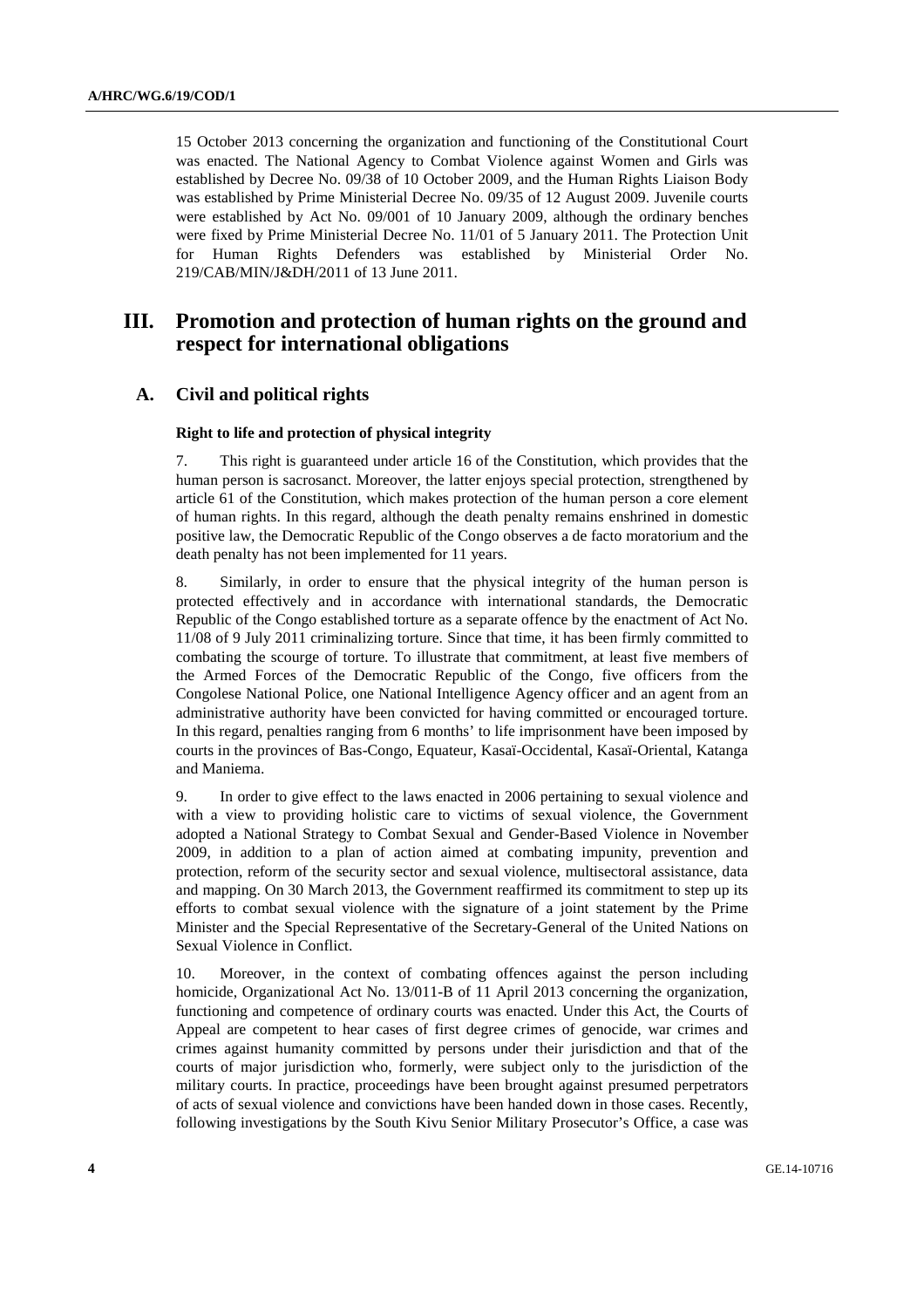15 October 2013 concerning the organization and functioning of the Constitutional Court was enacted. The National Agency to Combat Violence against Women and Girls was established by Decree No. 09/38 of 10 October 2009, and the Human Rights Liaison Body was established by Prime Ministerial Decree No. 09/35 of 12 August 2009. Juvenile courts were established by Act No. 09/001 of 10 January 2009, although the ordinary benches were fixed by Prime Ministerial Decree No. 11/01 of 5 January 2011. The Protection Unit for Human Rights Defenders was established by Ministerial Order No. 219/CAB/MIN/J&DH/2011 of 13 June 2011.

# III. Promotion and protection of human rights on the ground and respect for international obligations

## A. Civil and political rights

### Right to life and protection of physical integrity

7. This right is guaranteed under article 16 of the Constitution, which provides that the human person is sacrosanct. Moreover, the latter enjoys special protection, strengthened by article 61 of the Constitution, which makes protection of the human person a core element of human rights. In this regard, although the death penalty remains enshrined in domestic positive law, the Democratic Republic of the Congo observes a de facto moratorium and the death penalty has not been implemented for 11 years.

8. Similarly, in order to ensure that the physical integrity of the human person is protected effectively and in accordance with international standards, the Democratic Republic of the Congo established torture as a separate offence by the enactment of Act No. 11/08 of 9 July 2011 criminalizing torture. Since that time, it has been firmly committed to combating the scourge of torture. To illustrate that commitment, at least five members of the Armed Forces of the Democratic Republic of the Congo, five officers from the Congolese National Police, one National Intelligence Agency officer and an agent from an administrative authority have been convicted for having committed or encouraged torture. In this regard, penalties ranging from 6 months' to life imprisonment have been imposed by courts in the provinces of Bas-Congo, Equateur, Kasaï-Occidental, Kasaï-Oriental, Katanga and Maniema.

9. In order to give effect to the laws enacted in 2006 pertaining to sexual violence and with a view to providing holistic care to victims of sexual violence, the Government adopted a National Strategy to Combat Sexual and Gender-Based Violence in November 2009, in addition to a plan of action aimed at combating impunity, prevention and protection, reform of the security sector and sexual violence, multisectoral assistance, data and mapping. On 30 March 2013, the Government reaffirmed its commitment to step up its efforts to combat sexual violence with the signature of a joint statement by the Prime Minister and the Special Representative of the Secretary-General of the United Nations on Sexual Violence in Conflict.

10. Moreover, in the context of combating offences against the person including homicide, Organizational Act No. 13/011-B of 11 April 2013 concerning the organization, functioning and competence of ordinary courts was enacted. Under this Act, the Courts of Appeal are competent to hear cases of first degree crimes of genocide, war crimes and crimes against humanity committed by persons under their jurisdiction and that of the courts of major jurisdiction who, formerly, were subject only to the jurisdiction of the military courts. In practice, proceedings have been brought against presumed perpetrators of acts of sexual violence and convictions have been handed down in those cases. Recently, following investigations by the South Kivu Senior Military Prosecutor's Office, a case was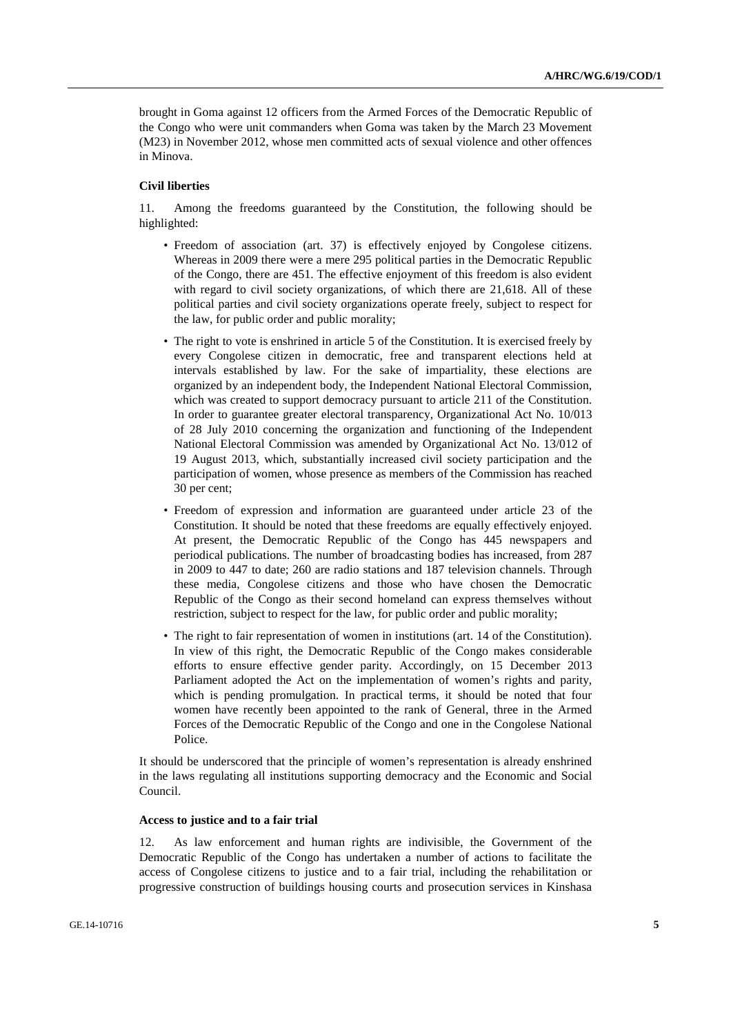brought in Goma against 12 officers from the Armed Forces of the Democratic Republic of the Congo who were unit commanders when Goma was taken by the March 23 Movement (M23) in November 2012, whose men committed acts of sexual violence and other offences in Minova.

**Civil liberties**

11. Among the freedoms guaranteed by the Constitution, the following should be highlighted:

- Freedom of association (art. 37) is effectively enjoyed by Congolese citizens. Whereas in 2009 there were a mere 295 political parties in the Democratic Republic of the Congo, there are 451. The effective enjoyment of this freedom is also evident with regard to civil society organizations, of which there are 21,618. All of these political parties and civil society organizations operate freely, subject to respect for the law, for public order and public morality;
- The right to vote is enshrined in article 5 of the Constitution. It is exercised freely by every Congolese citizen in democratic, free and transparent elections held at intervals established by law. For the sake of impartiality, these elections are organized by an independent body, the Independent National Electoral Commission, which was created to support democracy pursuant to article 211 of the Constitution. In order to guarantee greater electoral transparency, Organizational Act No. 10/013 of 28 July 2010 concerning the organization and functioning of the Independent National Electoral Commission was amended by Organizational Act No. 13/012 of 19 August 2013, which, substantially increased civil society participation and the participation of women, whose presence as members of the Commission has reached 30 per cent;
- Freedom of expression and information are guaranteed under article 23 of the Constitution. It should be noted that these freedoms are equally effectively enjoyed. At present, the Democratic Republic of the Congo has 445 newspapers and periodical publications. The number of broadcasting bodies has increased, from 287 in 2009 to 447 to date; 260 are radio stations and 187 television channels. Through these media, Congolese citizens and those who have chosen the Democratic Republic of the Congo as their second homeland can express themselves without restriction, subject to respect for the law, for public order and public morality;
- The right to fair representation of women in institutions (art. 14 of the Constitution). In view of this right, the Democratic Republic of the Congo makes considerable efforts to ensure effective gender parity. Accordingly, on 15 December 2013 Parliament adopted the Act on the implementation of women's rights and parity, which is pending promulgation. In practical terms, it should be noted that four women have recently been appointed to the rank of General, three in the Armed Forces of the Democratic Republic of the Congo and one in the Congolese National Police.

It should be underscored that the principle of women's representation is already enshrined in the laws regulating all institutions supporting democracy and the Economic and Social Council.

**Access to justice and to a fair trial**

12. As law enforcement and human rights are indivisible, the Government of the Democratic Republic of the Congo has undertaken a number of actions to facilitate the access of Congolese citizens to justice and to a fair trial, including the rehabilitation or progressive construction of buildings housing courts and prosecution services in Kinshasa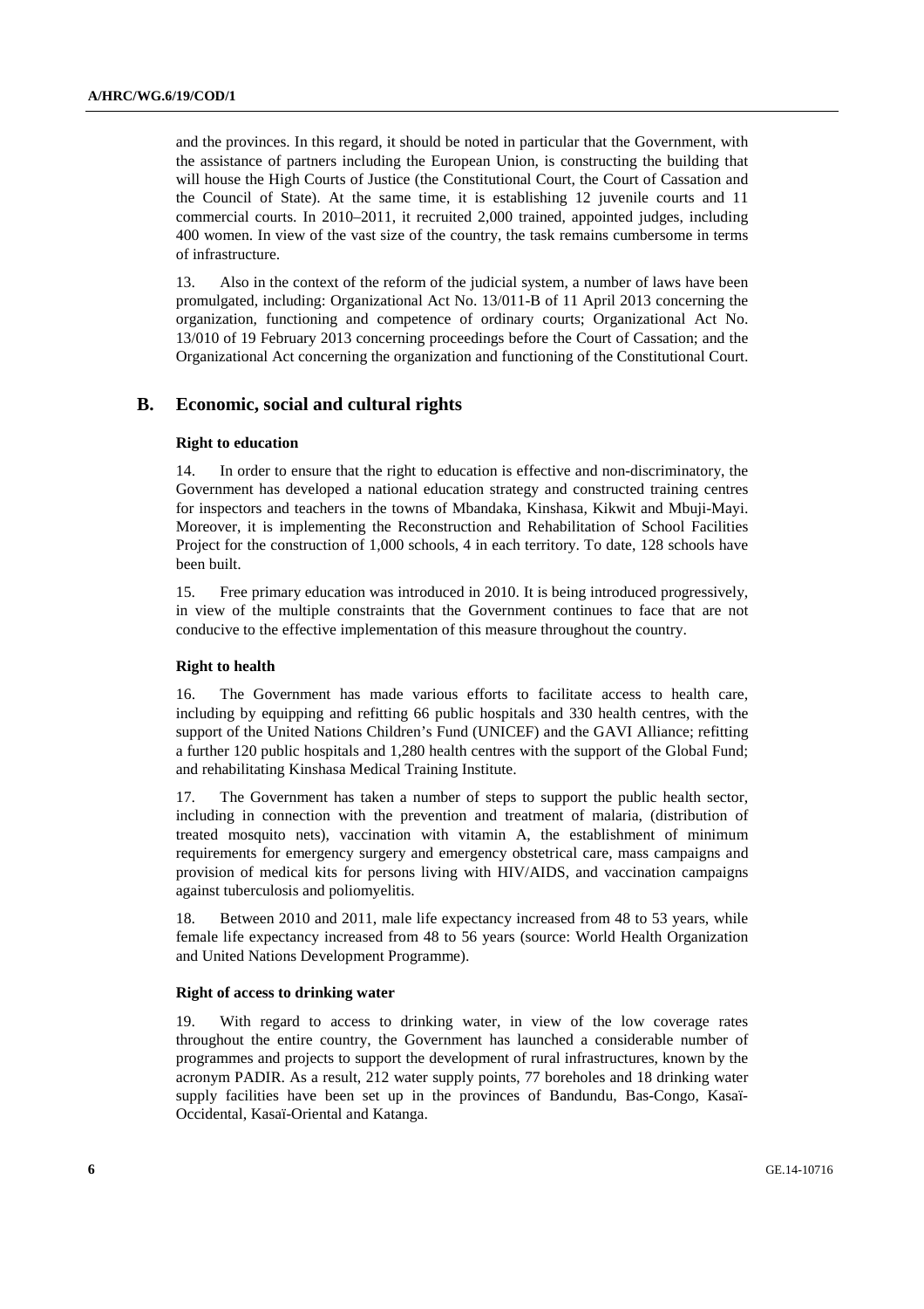and the provinces. In this regard, it should be noted in particular that the Government, with the assistance of partners including the European Union, is constructing the building that will house the High Courts of Justice (the Constitutional Court, the Court of Cassation and the Council of State). At the same time, it is establishing 12 juvenile courts and 11 commercial courts. In 2010–2011, it recruited 2,000 trained, appointed judges, including 400 women. In view of the vast size of the country, the task remains cumbersome in terms of infrastructure.

13. Also in the context of the reform of the judicial system, a number of laws have been promulgated, including: Organizational Act No. 13/011-B of 11 April 2013 concerning the organization, functioning and competence of ordinary courts; Organizational Act No. 13/010 of 19 February 2013 concerning proceedings before the Court of Cassation; and the Organizational Act concerning the organization and functioning of the Constitutional Court.

## B. Economic, social and cultural rights

### Right to education

14. In order to ensure that the right to education is effective and non-discriminatory, the Government has developed a national education strategy and constructed training centres for inspectors and teachers in the towns of Mbandaka, Kinshasa, Kikwit and Mbuji-Mayi. Moreover, it is implementing the Reconstruction and Rehabilitation of School Facilities Project for the construction of 1,000 schools, 4 in each territory. To date, 128 schools have been built.

15. Free primary education was introduced in 2010. It is being introduced progressively, in view of the multiple constraints that the Government continues to face that are not conducive to the effective implementation of this measure throughout the country.

### Right to health

16. The Government has made various efforts to facilitate access to health care, including by equipping and refitting 66 public hospitals and 330 health centres, with the support of the United Nations Children's Fund (UNICEF) and the GAVI Alliance; refitting a further 120 public hospitals and 1,280 health centres with the support of the Global Fund; and rehabilitating Kinshasa Medical Training Institute.

17. The Government has taken a number of steps to support the public health sector, including in connection with the prevention and treatment of malaria, (distribution of treated mosquito nets), vaccination with vitamin A, the establishment of minimum requirements for emergency surgery and emergency obstetrical care, mass campaigns and provision of medical kits for persons living with HIV/AIDS, and vaccination campaigns against tuberculosis and poliomyelitis.

18. Between 2010 and 2011, male life expectancy increased from 48 to 53 years, while female life expectancy increased from 48 to 56 years (source: World Health Organization and United Nations Development Programme).

### Right of access to drinking water

19. With regard to access to drinking water, in view of the low coverage rates throughout the entire country, the Government has launched a considerable number of programmes and projects to support the development of rural infrastructures, known by the acronym PADIR. As a result, 212 water supply points, 77 boreholes and 18 drinking water supply facilities have been set up in the provinces of Bandundu, Bas-Congo, Kasaï-Occidental, Kasaï-Oriental and Katanga.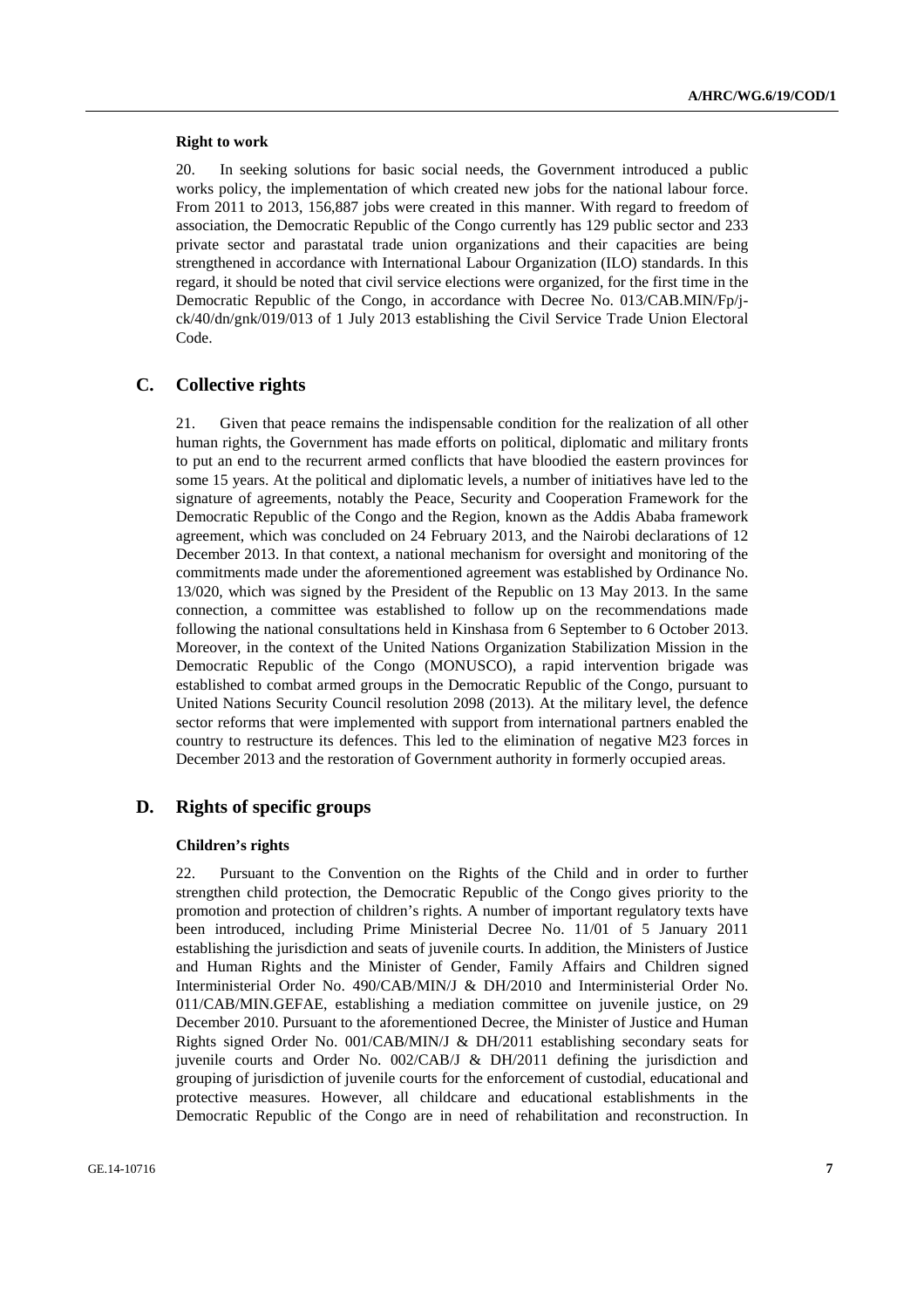#### Right to work

20. In seeking solutions for basic social needs, the Government introduced a public works policy, the implementation of which created new jobs for the national labour force. From 2011 to 2013, 156,887 jobs were created in this manner. With regard to freedom of association, the Democratic Republic of the Congo currently has 129 public sector and 233 private sector and parastatal trade union organizations and their capacities are being strengthened in accordance with International Labour Organization (ILO) standards. In this regard, it should be noted that civil service elections were organized, for the first time in the Democratic Republic of the Congo, in accordance with Decree No. 013/CAB.MIN/Fp/j-ck/40/dn/gnk/019/013 of 1 July 2013 establishing the Civil Service Trade Union Electoral Code.

## C. Collective rights

21. Given that peace remains the indispensable condition for the realization of all other human rights, the Government has made efforts on political, diplomatic and military fronts to put an end to the recurrent armed conflicts that have bloodied the eastern provinces for some 15 years. At the political and diplomatic levels, a number of initiatives have led to the signature of agreements, notably the Peace, Security and Cooperation Framework for the Democratic Republic of the Congo and the Region, known as the Addis Ababa framework agreement, which was concluded on 24 February 2013, and the Nairobi declarations of 12 December 2013. In that context, a national mechanism for oversight and monitoring of the commitments made under the aforementioned agreement was established by Ordinance No. 13/020, which was signed by the President of the Republic on 13 May 2013. In the same connection, a committee was established to follow up on the recommendations made following the national consultations held in Kinshasa from 6 September to 6 October 2013. Moreover, in the context of the United Nations Organization Stabilization Mission in the Democratic Republic of the Congo (MONUSCO), a rapid intervention brigade was established to combat armed groups in the Democratic Republic of the Congo, pursuant to United Nations Security Council resolution 2098 (2013). At the military level, the defence sector reforms that were implemented with support from international partners enabled the country to restructure its defences. This led to the elimination of negative M23 forces in December 2013 and the restoration of Government authority in formerly occupied areas.

## D. Rights of specific groups

#### Children's rights

22. Pursuant to the Convention on the Rights of the Child and in order to further strengthen child protection, the Democratic Republic of the Congo gives priority to the promotion and protection of children's rights. A number of important regulatory texts have been introduced, including Prime Ministerial Decree No. 11/01 of 5 January 2011 establishing the jurisdiction and seats of juvenile courts. In addition, the Ministers of Justice and Human Rights and the Minister of Gender, Family Affairs and Children signed Interministerial Order No. 490/CAB/MIN/J & DH/2010 and Interministerial Order No. 011/CAB/MIN.GEFAE, establishing a mediation committee on juvenile justice, on 29 December 2010. Pursuant to the aforementioned Decree, the Minister of Justice and Human Rights signed Order No. 001/CAB/MIN/J & DH/2011 establishing secondary seats for juvenile courts and Order No. 002/CAB/J & DH/2011 defining the jurisdiction and grouping of jurisdiction of juvenile courts for the enforcement of custodial, educational and protective measures. However, all childcare and educational establishments in the Democratic Republic of the Congo are in need of rehabilitation and reconstruction. In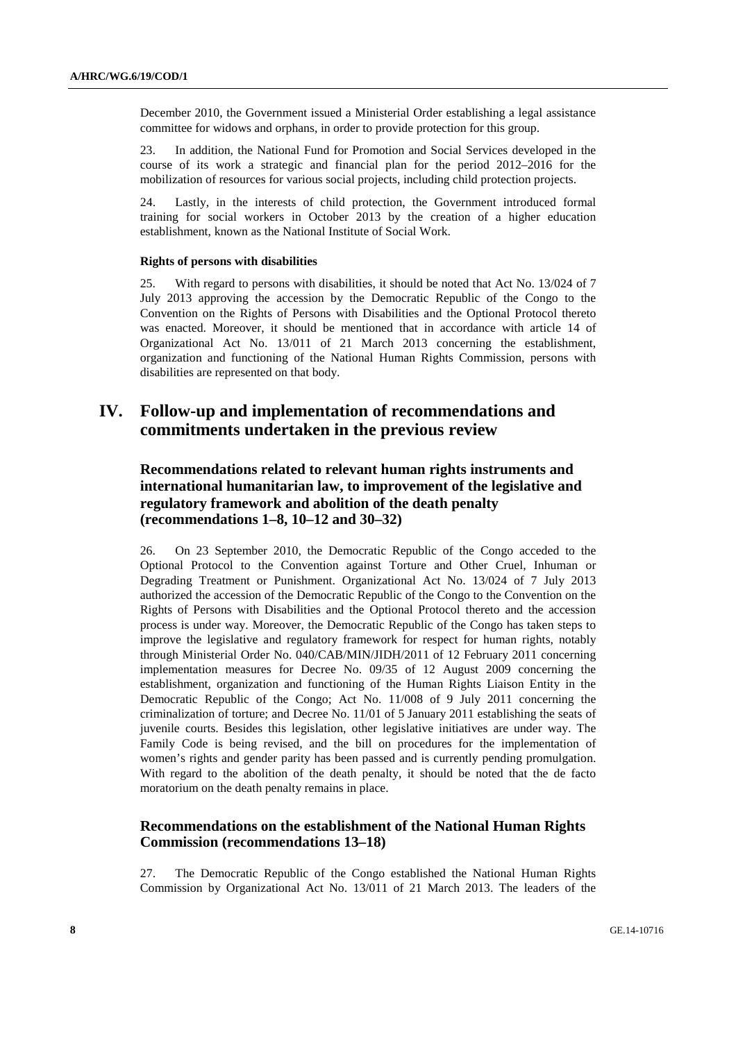December 2010, the Government issued a Ministerial Order establishing a legal assistance committee for widows and orphans, in order to provide protection for this group.

23. In addition, the National Fund for Promotion and Social Services developed in the course of its work a strategic and financial plan for the period 2012–2016 for the mobilization of resources for various social projects, including child protection projects.

24. Lastly, in the interests of child protection, the Government introduced formal training for social workers in October 2013 by the creation of a higher education establishment, known as the National Institute of Social Work.

#### Rights of persons with disabilities

25. With regard to persons with disabilities, it should be noted that Act No. 13/024 of 7 July 2013 approving the accession by the Democratic Republic of the Congo to the Convention on the Rights of Persons with Disabilities and the Optional Protocol thereto was enacted. Moreover, it should be mentioned that in accordance with article 14 of Organizational Act No. 13/011 of 21 March 2013 concerning the establishment, organization and functioning of the National Human Rights Commission, persons with disabilities are represented on that body.

## IV. Follow-up and implementation of recommendations and commitments undertaken in the previous review

### Recommendations related to relevant human rights instruments and international humanitarian law, to improvement of the legislative and regulatory framework and abolition of the death penalty (recommendations 1–8, 10–12 and 30–32)

26. On 23 September 2010, the Democratic Republic of the Congo acceded to the Optional Protocol to the Convention against Torture and Other Cruel, Inhuman or Degrading Treatment or Punishment. Organizational Act No. 13/024 of 7 July 2013 authorized the accession of the Democratic Republic of the Congo to the Convention on the Rights of Persons with Disabilities and the Optional Protocol thereto and the accession process is under way. Moreover, the Democratic Republic of the Congo has taken steps to improve the legislative and regulatory framework for respect for human rights, notably through Ministerial Order No. 040/CAB/MIN/JIDH/2011 of 12 February 2011 concerning implementation measures for Decree No. 09/35 of 12 August 2009 concerning the establishment, organization and functioning of the Human Rights Liaison Entity in the Democratic Republic of the Congo; Act No. 11/008 of 9 July 2011 concerning the criminalization of torture; and Decree No. 11/01 of 5 January 2011 establishing the seats of juvenile courts. Besides this legislation, other legislative initiatives are under way. The Family Code is being revised, and the bill on procedures for the implementation of women's rights and gender parity has been passed and is currently pending promulgation. With regard to the abolition of the death penalty, it should be noted that the de facto moratorium on the death penalty remains in place.

### Recommendations on the establishment of the National Human Rights Commission (recommendations 13–18)

27. The Democratic Republic of the Congo established the National Human Rights Commission by Organizational Act No. 13/011 of 21 March 2013. The leaders of the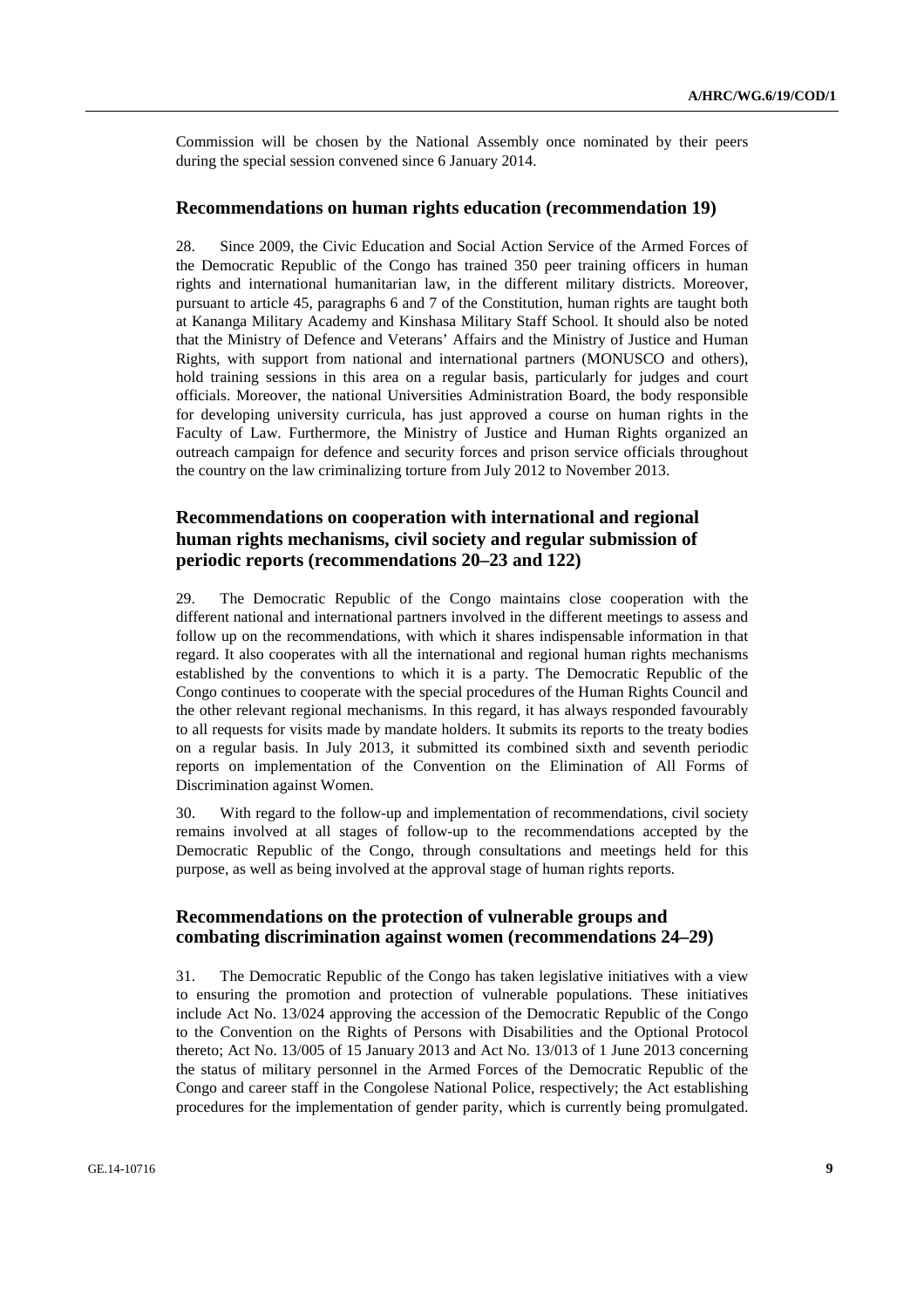Commission will be chosen by the National Assembly once nominated by their peers during the special session convened since 6 January 2014.

### Recommendations on human rights education (recommendation 19)

28. Since 2009, the Civic Education and Social Action Service of the Armed Forces of the Democratic Republic of the Congo has trained 350 peer training officers in human rights and international humanitarian law, in the different military districts. Moreover, pursuant to article 45, paragraphs 6 and 7 of the Constitution, human rights are taught both at Kananga Military Academy and Kinshasa Military Staff School. It should also be noted that the Ministry of Defence and Veterans' Affairs and the Ministry of Justice and Human Rights, with support from national and international partners (MONUSCO and others), hold training sessions in this area on a regular basis, particularly for judges and court officials. Moreover, the national Universities Administration Board, the body responsible for developing university curricula, has just approved a course on human rights in the Faculty of Law. Furthermore, the Ministry of Justice and Human Rights organized an outreach campaign for defence and security forces and prison service officials throughout the country on the law criminalizing torture from July 2012 to November 2013.

### Recommendations on cooperation with international and regional human rights mechanisms, civil society and regular submission of periodic reports (recommendations 20–23 and 122)

29. The Democratic Republic of the Congo maintains close cooperation with the different national and international partners involved in the different meetings to assess and follow up on the recommendations, with which it shares indispensable information in that regard. It also cooperates with all the international and regional human rights mechanisms established by the conventions to which it is a party. The Democratic Republic of the Congo continues to cooperate with the special procedures of the Human Rights Council and the other relevant regional mechanisms. In this regard, it has always responded favourably to all requests for visits made by mandate holders. It submits its reports to the treaty bodies on a regular basis. In July 2013, it submitted its combined sixth and seventh periodic reports on implementation of the Convention on the Elimination of All Forms of Discrimination against Women.

30. With regard to the follow-up and implementation of recommendations, civil society remains involved at all stages of follow-up to the recommendations accepted by the Democratic Republic of the Congo, through consultations and meetings held for this purpose, as well as being involved at the approval stage of human rights reports.

### Recommendations on the protection of vulnerable groups and combating discrimination against women (recommendations 24–29)

31. The Democratic Republic of the Congo has taken legislative initiatives with a view to ensuring the promotion and protection of vulnerable populations. These initiatives include Act No. 13/024 approving the accession of the Democratic Republic of the Congo to the Convention on the Rights of Persons with Disabilities and the Optional Protocol thereto; Act No. 13/005 of 15 January 2013 and Act No. 13/013 of 1 June 2013 concerning the status of military personnel in the Armed Forces of the Democratic Republic of the Congo and career staff in the Congolese National Police, respectively; the Act establishing procedures for the implementation of gender parity, which is currently being promulgated.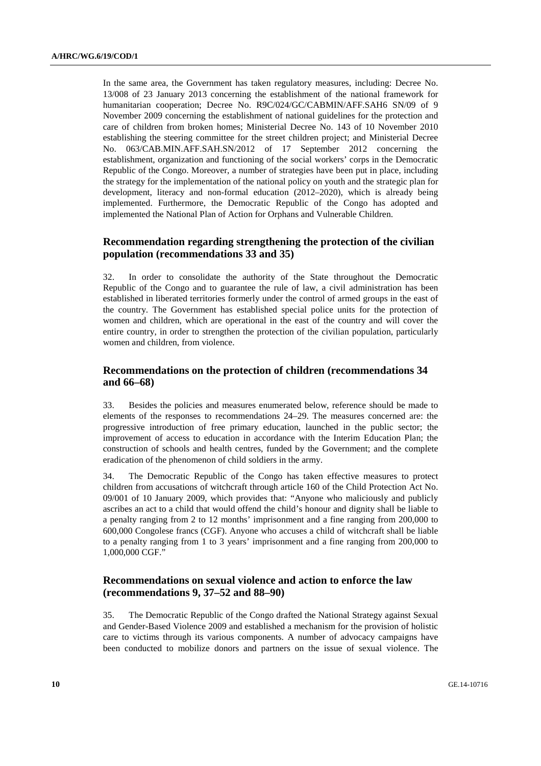In the same area, the Government has taken regulatory measures, including: Decree No. 13/008 of 23 January 2013 concerning the establishment of the national framework for humanitarian cooperation; Decree No. R9C/024/GC/CABMIN/AFF.SAH6 SN/09 of 9 November 2009 concerning the establishment of national guidelines for the protection and care of children from broken homes; Ministerial Decree No. 143 of 10 November 2010 establishing the steering committee for the street children project; and Ministerial Decree No. 063/CAB.MIN.AFF.SAH.SN/2012 of 17 September 2012 concerning the establishment, organization and functioning of the social workers' corps in the Democratic Republic of the Congo. Moreover, a number of strategies have been put in place, including the strategy for the implementation of the national policy on youth and the strategic plan for development, literacy and non-formal education (2012–2020), which is already being implemented. Furthermore, the Democratic Republic of the Congo has adopted and implemented the National Plan of Action for Orphans and Vulnerable Children.

## Recommendation regarding strengthening the protection of the civilian population (recommendations 33 and 35)

32. In order to consolidate the authority of the State throughout the Democratic Republic of the Congo and to guarantee the rule of law, a civil administration has been established in liberated territories formerly under the control of armed groups in the east of the country. The Government has established special police units for the protection of women and children, which are operational in the east of the country and will cover the entire country, in order to strengthen the protection of the civilian population, particularly women and children, from violence.

## Recommendations on the protection of children (recommendations 34 and 66–68)

33. Besides the policies and measures enumerated below, reference should be made to elements of the responses to recommendations 24–29. The measures concerned are: the progressive introduction of free primary education, launched in the public sector; the improvement of access to education in accordance with the Interim Education Plan; the construction of schools and health centres, funded by the Government; and the complete eradication of the phenomenon of child soldiers in the army.

34. The Democratic Republic of the Congo has taken effective measures to protect children from accusations of witchcraft through article 160 of the Child Protection Act No. 09/001 of 10 January 2009, which provides that: "Anyone who maliciously and publicly ascribes an act to a child that would offend the child's honour and dignity shall be liable to a penalty ranging from 2 to 12 months' imprisonment and a fine ranging from 200,000 to 600,000 Congolese francs (CGF). Anyone who accuses a child of witchcraft shall be liable to a penalty ranging from 1 to 3 years' imprisonment and a fine ranging from 200,000 to 1,000,000 CGF."

## Recommendations on sexual violence and action to enforce the law (recommendations 9, 37–52 and 88–90)

35. The Democratic Republic of the Congo drafted the National Strategy against Sexual and Gender-Based Violence 2009 and established a mechanism for the provision of holistic care to victims through its various components. A number of advocacy campaigns have been conducted to mobilize donors and partners on the issue of sexual violence. The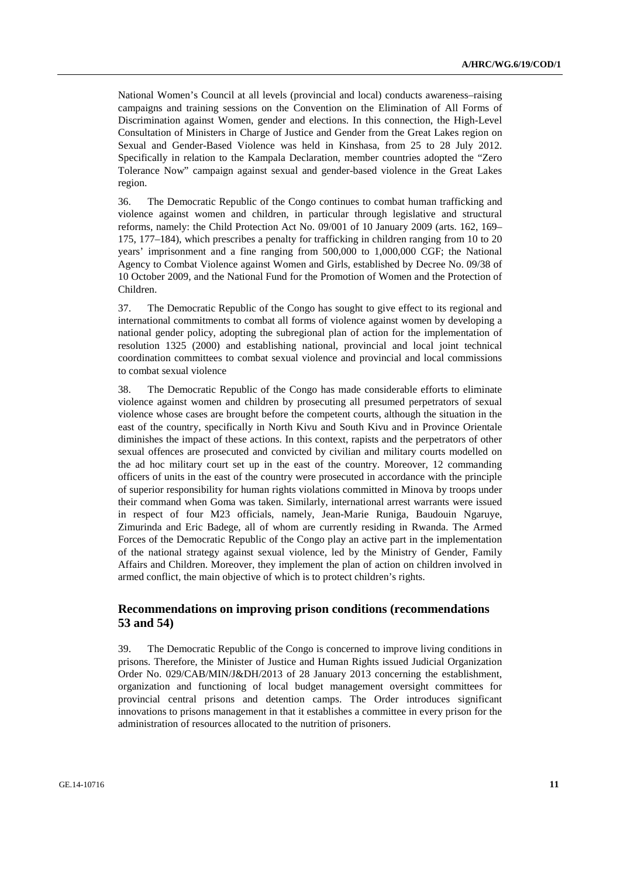National Women's Council at all levels (provincial and local) conducts awareness–raising campaigns and training sessions on the Convention on the Elimination of All Forms of Discrimination against Women, gender and elections. In this connection, the High-Level Consultation of Ministers in Charge of Justice and Gender from the Great Lakes region on Sexual and Gender-Based Violence was held in Kinshasa, from 25 to 28 July 2012. Specifically in relation to the Kampala Declaration, member countries adopted the "Zero Tolerance Now" campaign against sexual and gender-based violence in the Great Lakes region.

36. The Democratic Republic of the Congo continues to combat human trafficking and violence against women and children, in particular through legislative and structural reforms, namely: the Child Protection Act No. 09/001 of 10 January 2009 (arts. 162, 169–175, 177–184), which prescribes a penalty for trafficking in children ranging from 10 to 20 years' imprisonment and a fine ranging from 500,000 to 1,000,000 CGF; the National Agency to Combat Violence against Women and Girls, established by Decree No. 09/38 of 10 October 2009, and the National Fund for the Promotion of Women and the Protection of Children.

37. The Democratic Republic of the Congo has sought to give effect to its regional and international commitments to combat all forms of violence against women by developing a national gender policy, adopting the subregional plan of action for the implementation of resolution 1325 (2000) and establishing national, provincial and local joint technical coordination committees to combat sexual violence and provincial and local commissions to combat sexual violence

38. The Democratic Republic of the Congo has made considerable efforts to eliminate violence against women and children by prosecuting all presumed perpetrators of sexual violence whose cases are brought before the competent courts, although the situation in the east of the country, specifically in North Kivu and South Kivu and in Province Orientale diminishes the impact of these actions. In this context, rapists and the perpetrators of other sexual offences are prosecuted and convicted by civilian and military courts modelled on the ad hoc military court set up in the east of the country. Moreover, 12 commanding officers of units in the east of the country were prosecuted in accordance with the principle of superior responsibility for human rights violations committed in Minova by troops under their command when Goma was taken. Similarly, international arrest warrants were issued in respect of four M23 officials, namely, Jean-Marie Runiga, Baudouin Ngaruye, Zimurinda and Eric Badege, all of whom are currently residing in Rwanda. The Armed Forces of the Democratic Republic of the Congo play an active part in the implementation of the national strategy against sexual violence, led by the Ministry of Gender, Family Affairs and Children. Moreover, they implement the plan of action on children involved in armed conflict, the main objective of which is to protect children's rights.

## Recommendations on improving prison conditions (recommendations 53 and 54)

39. The Democratic Republic of the Congo is concerned to improve living conditions in prisons. Therefore, the Minister of Justice and Human Rights issued Judicial Organization Order No. 029/CAB/MIN/J&DH/2013 of 28 January 2013 concerning the establishment, organization and functioning of local budget management oversight committees for provincial central prisons and detention camps. The Order introduces significant innovations to prisons management in that it establishes a committee in every prison for the administration of resources allocated to the nutrition of prisoners.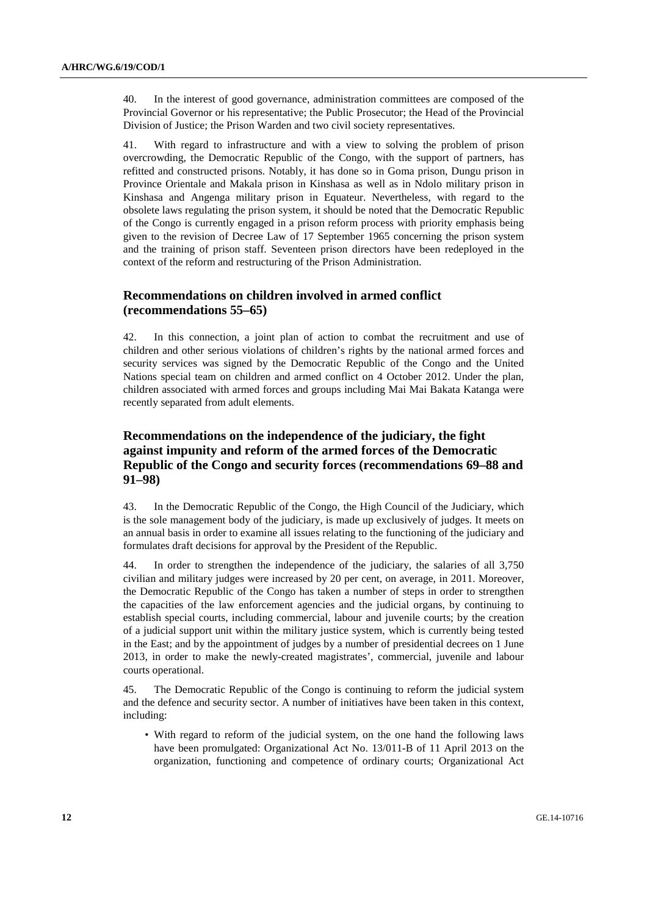40. In the interest of good governance, administration committees are composed of the Provincial Governor or his representative; the Public Prosecutor; the Head of the Provincial Division of Justice; the Prison Warden and two civil society representatives.

41. With regard to infrastructure and with a view to solving the problem of prison overcrowding, the Democratic Republic of the Congo, with the support of partners, has refitted and constructed prisons. Notably, it has done so in Goma prison, Dungu prison in Province Orientale and Makala prison in Kinshasa as well as in Ndolo military prison in Kinshasa and Angenga military prison in Equateur. Nevertheless, with regard to the obsolete laws regulating the prison system, it should be noted that the Democratic Republic of the Congo is currently engaged in a prison reform process with priority emphasis being given to the revision of Decree Law of 17 September 1965 concerning the prison system and the training of prison staff. Seventeen prison directors have been redeployed in the context of the reform and restructuring of the Prison Administration.

## Recommendations on children involved in armed conflict (recommendations 55–65)

42. In this connection, a joint plan of action to combat the recruitment and use of children and other serious violations of children's rights by the national armed forces and security services was signed by the Democratic Republic of the Congo and the United Nations special team on children and armed conflict on 4 October 2012. Under the plan, children associated with armed forces and groups including Mai Mai Bakata Katanga were recently separated from adult elements.

## Recommendations on the independence of the judiciary, the fight against impunity and reform of the armed forces of the Democratic Republic of the Congo and security forces (recommendations 69–88 and 91–98)

43. In the Democratic Republic of the Congo, the High Council of the Judiciary, which is the sole management body of the judiciary, is made up exclusively of judges. It meets on an annual basis in order to examine all issues relating to the functioning of the judiciary and formulates draft decisions for approval by the President of the Republic.

44. In order to strengthen the independence of the judiciary, the salaries of all 3,750 civilian and military judges were increased by 20 per cent, on average, in 2011. Moreover, the Democratic Republic of the Congo has taken a number of steps in order to strengthen the capacities of the law enforcement agencies and the judicial organs, by continuing to establish special courts, including commercial, labour and juvenile courts; by the creation of a judicial support unit within the military justice system, which is currently being tested in the East; and by the appointment of judges by a number of presidential decrees on 1 June 2013, in order to make the newly-created magistrates', commercial, juvenile and labour courts operational.

45. The Democratic Republic of the Congo is continuing to reform the judicial system and the defence and security sector. A number of initiatives have been taken in this context, including:

- With regard to reform of the judicial system, on the one hand the following laws have been promulgated: Organizational Act No. 13/011-B of 11 April 2013 on the organization, functioning and competence of ordinary courts; Organizational Act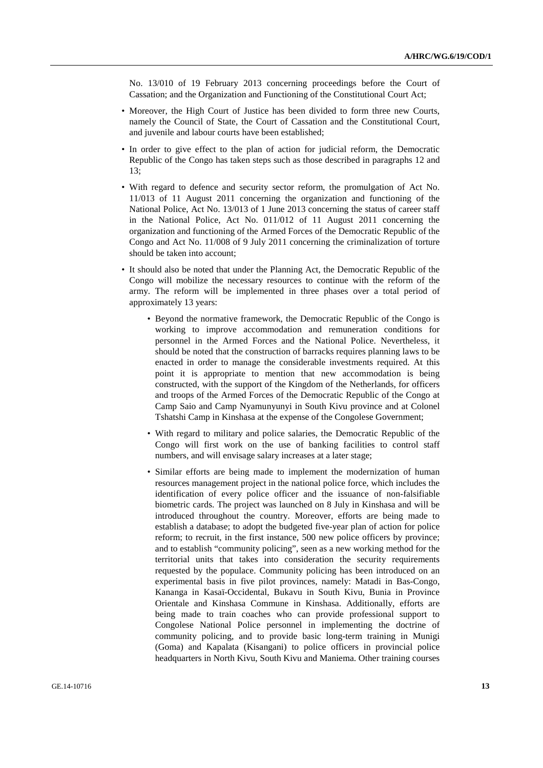No. 13/010 of 19 February 2013 concerning proceedings before the Court of Cassation; and the Organization and Functioning of the Constitutional Court Act;

- Moreover, the High Court of Justice has been divided to form three new Courts, namely the Council of State, the Court of Cassation and the Constitutional Court, and juvenile and labour courts have been established;
- In order to give effect to the plan of action for judicial reform, the Democratic Republic of the Congo has taken steps such as those described in paragraphs 12 and 13;
- With regard to defence and security sector reform, the promulgation of Act No. 11/013 of 11 August 2011 concerning the organization and functioning of the National Police, Act No. 13/013 of 1 June 2013 concerning the status of career staff in the National Police, Act No. 011/012 of 11 August 2011 concerning the organization and functioning of the Armed Forces of the Democratic Republic of the Congo and Act No. 11/008 of 9 July 2011 concerning the criminalization of torture should be taken into account;
- It should also be noted that under the Planning Act, the Democratic Republic of the Congo will mobilize the necessary resources to continue with the reform of the army. The reform will be implemented in three phases over a total period of approximately 13 years:
  - Beyond the normative framework, the Democratic Republic of the Congo is working to improve accommodation and remuneration conditions for personnel in the Armed Forces and the National Police. Nevertheless, it should be noted that the construction of barracks requires planning laws to be enacted in order to manage the considerable investments required. At this point it is appropriate to mention that new accommodation is being constructed, with the support of the Kingdom of the Netherlands, for officers and troops of the Armed Forces of the Democratic Republic of the Congo at Camp Saio and Camp Nyamunyunyi in South Kivu province and at Colonel Tshatshi Camp in Kinshasa at the expense of the Congolese Government;
  - With regard to military and police salaries, the Democratic Republic of the Congo will first work on the use of banking facilities to control staff numbers, and will envisage salary increases at a later stage;
  - Similar efforts are being made to implement the modernization of human resources management project in the national police force, which includes the identification of every police officer and the issuance of non-falsifiable biometric cards. The project was launched on 8 July in Kinshasa and will be introduced throughout the country. Moreover, efforts are being made to establish a database; to adopt the budgeted five-year plan of action for police reform; to recruit, in the first instance, 500 new police officers by province; and to establish "community policing", seen as a new working method for the territorial units that takes into consideration the security requirements requested by the populace. Community policing has been introduced on an experimental basis in five pilot provinces, namely: Matadi in Bas-Congo, Kananga in Kasaï-Occidental, Bukavu in South Kivu, Bunia in Province Orientale and Kinshasa Commune in Kinshasa. Additionally, efforts are being made to train coaches who can provide professional support to Congolese National Police personnel in implementing the doctrine of community policing, and to provide basic long-term training in Munigi (Goma) and Kapalata (Kisangani) to police officers in provincial police headquarters in North Kivu, South Kivu and Maniema. Other training courses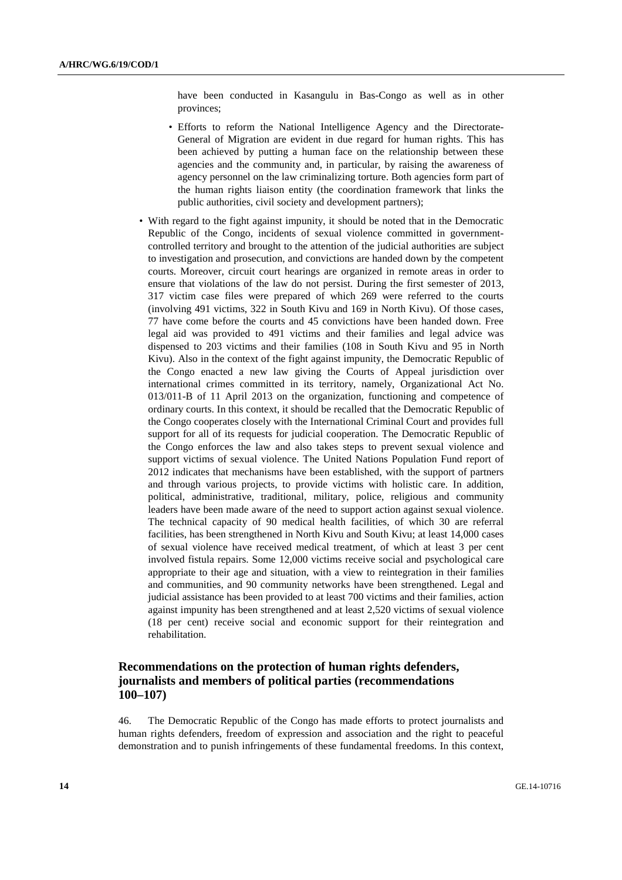have been conducted in Kasangulu in Bas-Congo as well as in other provinces;

- Efforts to reform the National Intelligence Agency and the Directorate-General of Migration are evident in due regard for human rights. This has been achieved by putting a human face on the relationship between these agencies and the community and, in particular, by raising the awareness of agency personnel on the law criminalizing torture. Both agencies form part of the human rights liaison entity (the coordination framework that links the public authorities, civil society and development partners);

- With regard to the fight against impunity, it should be noted that in the Democratic Republic of the Congo, incidents of sexual violence committed in government-controlled territory and brought to the attention of the judicial authorities are subject to investigation and prosecution, and convictions are handed down by the competent courts. Moreover, circuit court hearings are organized in remote areas in order to ensure that violations of the law do not persist. During the first semester of 2013, 317 victim case files were prepared of which 269 were referred to the courts (involving 491 victims, 322 in South Kivu and 169 in North Kivu). Of those cases, 77 have come before the courts and 45 convictions have been handed down. Free legal aid was provided to 491 victims and their families and legal advice was dispensed to 203 victims and their families (108 in South Kivu and 95 in North Kivu). Also in the context of the fight against impunity, the Democratic Republic of the Congo enacted a new law giving the Courts of Appeal jurisdiction over international crimes committed in its territory, namely, Organizational Act No. 013/011-B of 11 April 2013 on the organization, functioning and competence of ordinary courts. In this context, it should be recalled that the Democratic Republic of the Congo cooperates closely with the International Criminal Court and provides full support for all of its requests for judicial cooperation. The Democratic Republic of the Congo enforces the law and also takes steps to prevent sexual violence and support victims of sexual violence. The United Nations Population Fund report of 2012 indicates that mechanisms have been established, with the support of partners and through various projects, to provide victims with holistic care. In addition, political, administrative, traditional, military, police, religious and community leaders have been made aware of the need to support action against sexual violence. The technical capacity of 90 medical health facilities, of which 30 are referral facilities, has been strengthened in North Kivu and South Kivu; at least 14,000 cases of sexual violence have received medical treatment, of which at least 3 per cent involved fistula repairs. Some 12,000 victims receive social and psychological care appropriate to their age and situation, with a view to reintegration in their families and communities, and 90 community networks have been strengthened. Legal and judicial assistance has been provided to at least 700 victims and their families, action against impunity has been strengthened and at least 2,520 victims of sexual violence (18 per cent) receive social and economic support for their reintegration and rehabilitation.

## Recommendations on the protection of human rights defenders, journalists and members of political parties (recommendations 100–107)

46. The Democratic Republic of the Congo has made efforts to protect journalists and human rights defenders, freedom of expression and association and the right to peaceful demonstration and to punish infringements of these fundamental freedoms. In this context,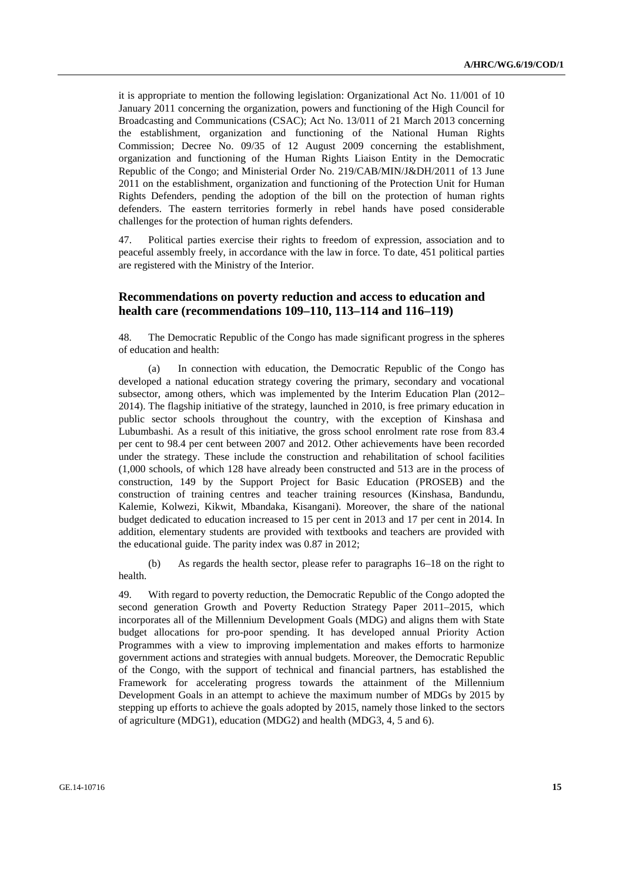it is appropriate to mention the following legislation: Organizational Act No. 11/001 of 10 January 2011 concerning the organization, powers and functioning of the High Council for Broadcasting and Communications (CSAC); Act No. 13/011 of 21 March 2013 concerning the establishment, organization and functioning of the National Human Rights Commission; Decree No. 09/35 of 12 August 2009 concerning the establishment, organization and functioning of the Human Rights Liaison Entity in the Democratic Republic of the Congo; and Ministerial Order No. 219/CAB/MIN/J&DH/2011 of 13 June 2011 on the establishment, organization and functioning of the Protection Unit for Human Rights Defenders, pending the adoption of the bill on the protection of human rights defenders. The eastern territories formerly in rebel hands have posed considerable challenges for the protection of human rights defenders.

47. Political parties exercise their rights to freedom of expression, association and to peaceful assembly freely, in accordance with the law in force. To date, 451 political parties are registered with the Ministry of the Interior.

## Recommendations on poverty reduction and access to education and health care (recommendations 109–110, 113–114 and 116–119)

48. The Democratic Republic of the Congo has made significant progress in the spheres of education and health:

(a) In connection with education, the Democratic Republic of the Congo has developed a national education strategy covering the primary, secondary and vocational subsector, among others, which was implemented by the Interim Education Plan (2012–2014). The flagship initiative of the strategy, launched in 2010, is free primary education in public sector schools throughout the country, with the exception of Kinshasa and Lubumbashi. As a result of this initiative, the gross school enrolment rate rose from 83.4 per cent to 98.4 per cent between 2007 and 2012. Other achievements have been recorded under the strategy. These include the construction and rehabilitation of school facilities (1,000 schools, of which 128 have already been constructed and 513 are in the process of construction, 149 by the Support Project for Basic Education (PROSEB) and the construction of training centres and teacher training resources (Kinshasa, Bandundu, Kalemie, Kolwezi, Kikwit, Mbandaka, Kisangani). Moreover, the share of the national budget dedicated to education increased to 15 per cent in 2013 and 17 per cent in 2014. In addition, elementary students are provided with textbooks and teachers are provided with the educational guide. The parity index was 0.87 in 2012;

(b) As regards the health sector, please refer to paragraphs 16–18 on the right to health.

49. With regard to poverty reduction, the Democratic Republic of the Congo adopted the second generation Growth and Poverty Reduction Strategy Paper 2011–2015, which incorporates all of the Millennium Development Goals (MDG) and aligns them with State budget allocations for pro-poor spending. It has developed annual Priority Action Programmes with a view to improving implementation and makes efforts to harmonize government actions and strategies with annual budgets. Moreover, the Democratic Republic of the Congo, with the support of technical and financial partners, has established the Framework for accelerating progress towards the attainment of the Millennium Development Goals in an attempt to achieve the maximum number of MDGs by 2015 by stepping up efforts to achieve the goals adopted by 2015, namely those linked to the sectors of agriculture (MDG1), education (MDG2) and health (MDG3, 4, 5 and 6).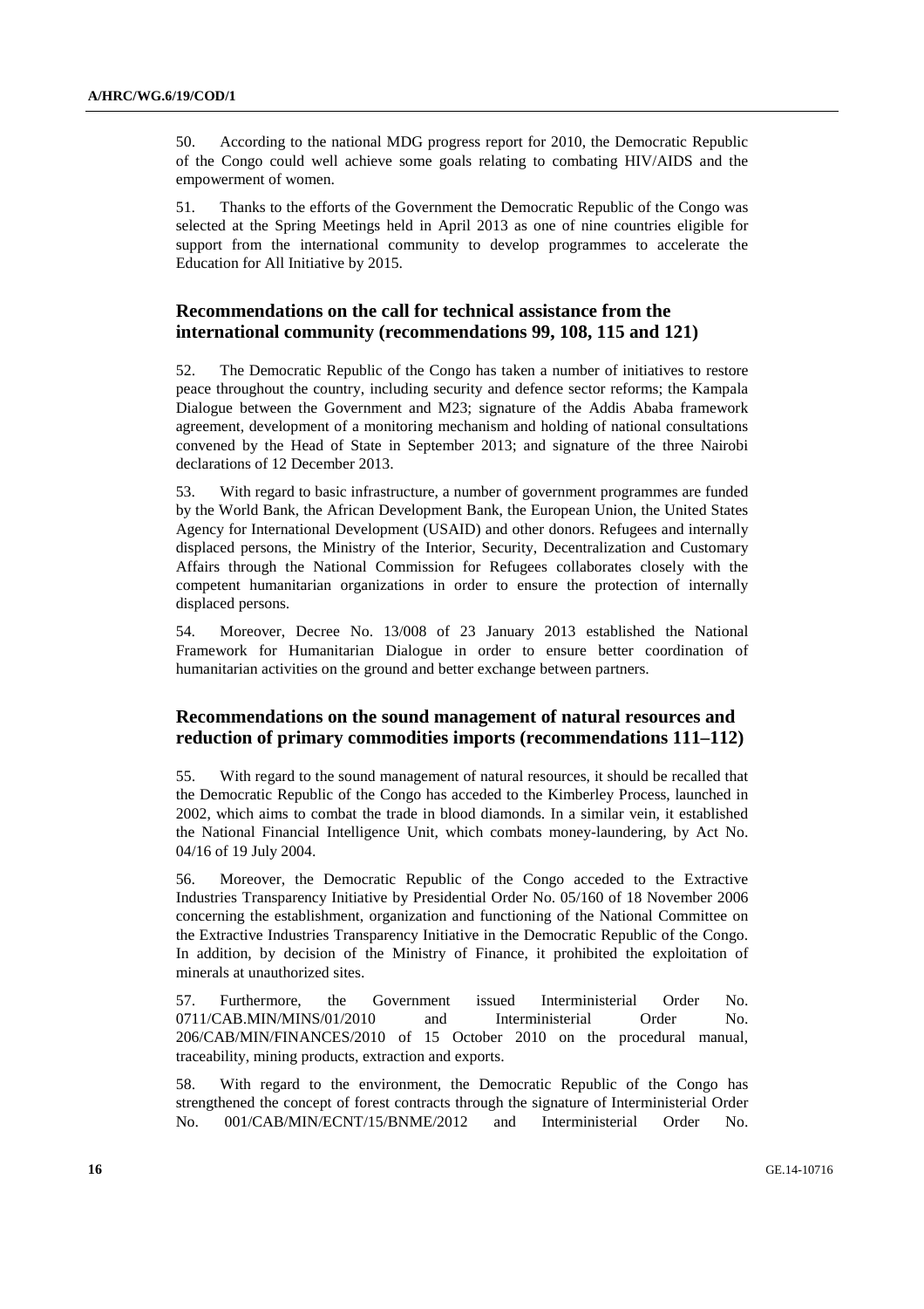50. According to the national MDG progress report for 2010, the Democratic Republic of the Congo could well achieve some goals relating to combating HIV/AIDS and the empowerment of women.

51. Thanks to the efforts of the Government the Democratic Republic of the Congo was selected at the Spring Meetings held in April 2013 as one of nine countries eligible for support from the international community to develop programmes to accelerate the Education for All Initiative by 2015.

## Recommendations on the call for technical assistance from the international community (recommendations 99, 108, 115 and 121)

52. The Democratic Republic of the Congo has taken a number of initiatives to restore peace throughout the country, including security and defence sector reforms; the Kampala Dialogue between the Government and M23; signature of the Addis Ababa framework agreement, development of a monitoring mechanism and holding of national consultations convened by the Head of State in September 2013; and signature of the three Nairobi declarations of 12 December 2013.

53. With regard to basic infrastructure, a number of government programmes are funded by the World Bank, the African Development Bank, the European Union, the United States Agency for International Development (USAID) and other donors. Refugees and internally displaced persons, the Ministry of the Interior, Security, Decentralization and Customary Affairs through the National Commission for Refugees collaborates closely with the competent humanitarian organizations in order to ensure the protection of internally displaced persons.

54. Moreover, Decree No. 13/008 of 23 January 2013 established the National Framework for Humanitarian Dialogue in order to ensure better coordination of humanitarian activities on the ground and better exchange between partners.

## Recommendations on the sound management of natural resources and reduction of primary commodities imports (recommendations 111–112)

55. With regard to the sound management of natural resources, it should be recalled that the Democratic Republic of the Congo has acceded to the Kimberley Process, launched in 2002, which aims to combat the trade in blood diamonds. In a similar vein, it established the National Financial Intelligence Unit, which combats money-laundering, by Act No. 04/16 of 19 July 2004.

56. Moreover, the Democratic Republic of the Congo acceded to the Extractive Industries Transparency Initiative by Presidential Order No. 05/160 of 18 November 2006 concerning the establishment, organization and functioning of the National Committee on the Extractive Industries Transparency Initiative in the Democratic Republic of the Congo. In addition, by decision of the Ministry of Finance, it prohibited the exploitation of minerals at unauthorized sites.

57. Furthermore, the Government issued Interministerial Order No. 0711/CAB.MIN/MINS/01/2010 and Interministerial Order No. 206/CAB/MIN/FINANCES/2010 of 15 October 2010 on the procedural manual, traceability, mining products, extraction and exports.

58. With regard to the environment, the Democratic Republic of the Congo has strengthened the concept of forest contracts through the signature of Interministerial Order No. 001/CAB/MIN/ECNT/15/BNME/2012 and Interministerial Order No.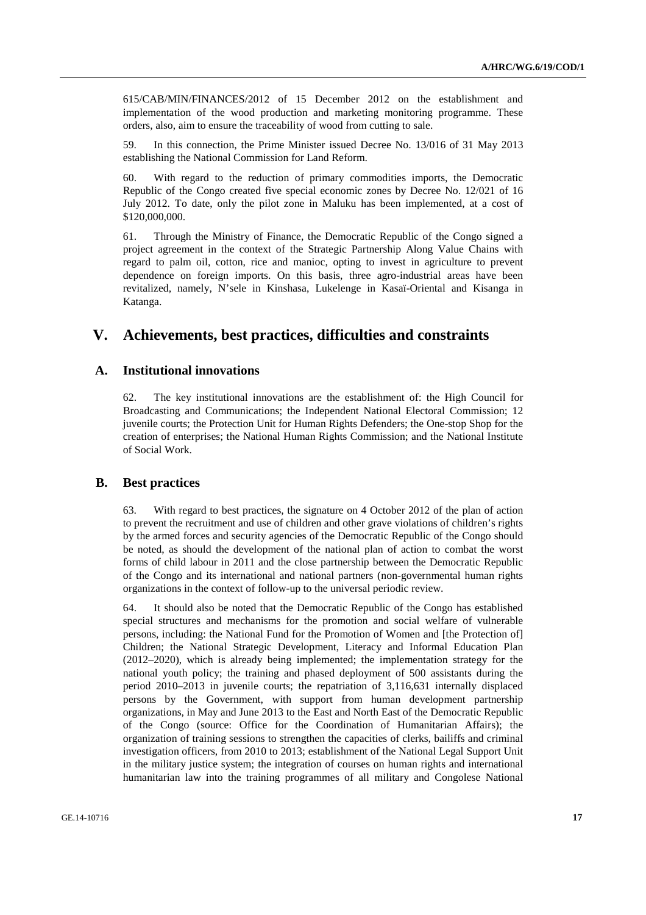615/CAB/MIN/FINANCES/2012 of 15 December 2012 on the establishment and implementation of the wood production and marketing monitoring programme. These orders, also, aim to ensure the traceability of wood from cutting to sale.

59. In this connection, the Prime Minister issued Decree No. 13/016 of 31 May 2013 establishing the National Commission for Land Reform.

60. With regard to the reduction of primary commodities imports, the Democratic Republic of the Congo created five special economic zones by Decree No. 12/021 of 16 July 2012. To date, only the pilot zone in Maluku has been implemented, at a cost of \$120,000,000.

61. Through the Ministry of Finance, the Democratic Republic of the Congo signed a project agreement in the context of the Strategic Partnership Along Value Chains with regard to palm oil, cotton, rice and manioc, opting to invest in agriculture to prevent dependence on foreign imports. On this basis, three agro-industrial areas have been revitalized, namely, N'sele in Kinshasa, Lukelenge in Kasaï-Oriental and Kisanga in Katanga.

# V. Achievements, best practices, difficulties and constraints

## A. Institutional innovations

62. The key institutional innovations are the establishment of: the High Council for Broadcasting and Communications; the Independent National Electoral Commission; 12 juvenile courts; the Protection Unit for Human Rights Defenders; the One-stop Shop for the creation of enterprises; the National Human Rights Commission; and the National Institute of Social Work.

## B. Best practices

63. With regard to best practices, the signature on 4 October 2012 of the plan of action to prevent the recruitment and use of children and other grave violations of children's rights by the armed forces and security agencies of the Democratic Republic of the Congo should be noted, as should the development of the national plan of action to combat the worst forms of child labour in 2011 and the close partnership between the Democratic Republic of the Congo and its international and national partners (non-governmental human rights organizations in the context of follow-up to the universal periodic review.

64. It should also be noted that the Democratic Republic of the Congo has established special structures and mechanisms for the promotion and social welfare of vulnerable persons, including: the National Fund for the Promotion of Women and [the Protection of] Children; the National Strategic Development, Literacy and Informal Education Plan (2012–2020), which is already being implemented; the implementation strategy for the national youth policy; the training and phased deployment of 500 assistants during the period 2010–2013 in juvenile courts; the repatriation of 3,116,631 internally displaced persons by the Government, with support from human development partnership organizations, in May and June 2013 to the East and North East of the Democratic Republic of the Congo (source: Office for the Coordination of Humanitarian Affairs); the organization of training sessions to strengthen the capacities of clerks, bailiffs and criminal investigation officers, from 2010 to 2013; establishment of the National Legal Support Unit in the military justice system; the integration of courses on human rights and international humanitarian law into the training programmes of all military and Congolese National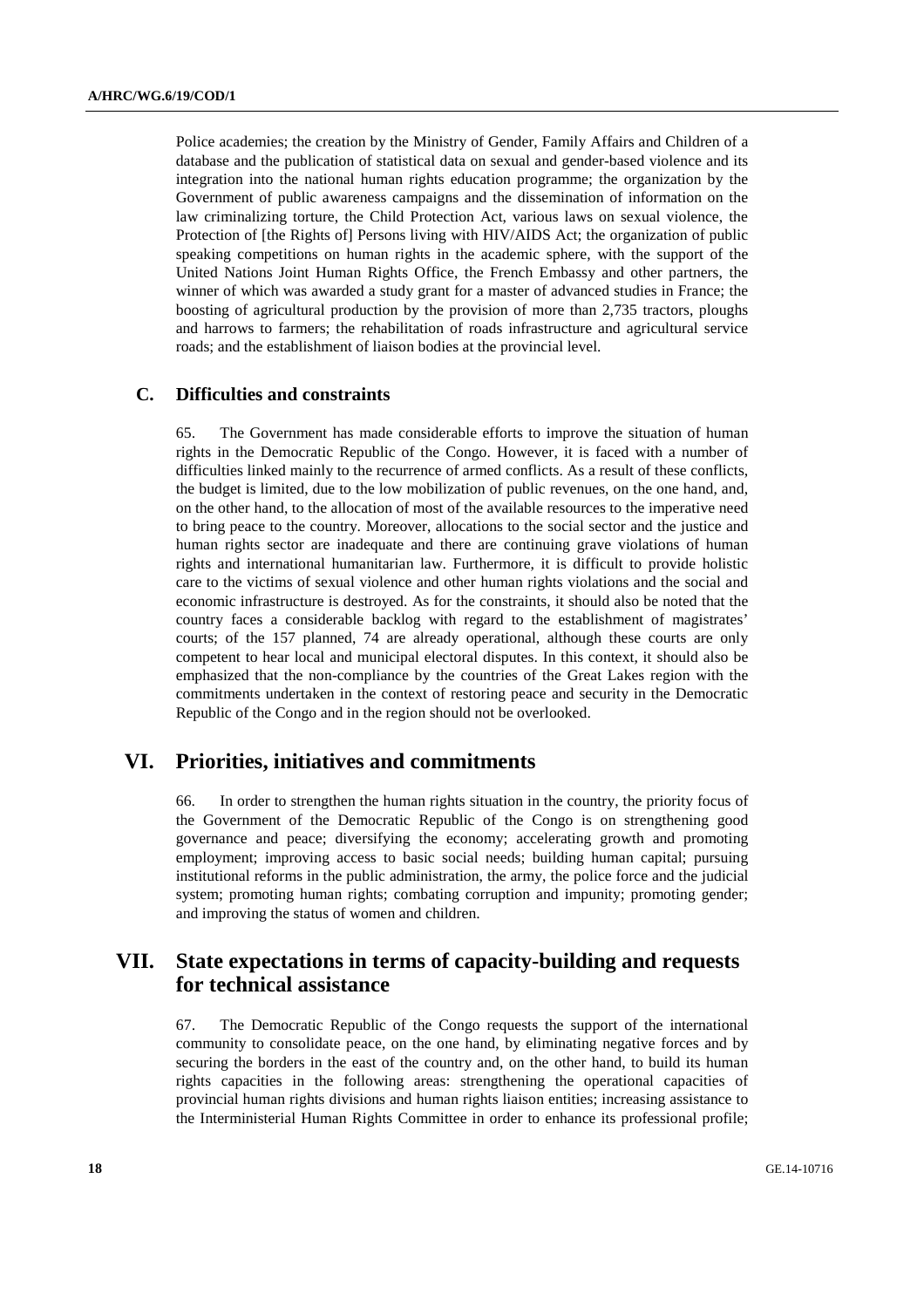Police academies; the creation by the Ministry of Gender, Family Affairs and Children of a database and the publication of statistical data on sexual and gender-based violence and its integration into the national human rights education programme; the organization by the Government of public awareness campaigns and the dissemination of information on the law criminalizing torture, the Child Protection Act, various laws on sexual violence, the Protection of [the Rights of] Persons living with HIV/AIDS Act; the organization of public speaking competitions on human rights in the academic sphere, with the support of the United Nations Joint Human Rights Office, the French Embassy and other partners, the winner of which was awarded a study grant for a master of advanced studies in France; the boosting of agricultural production by the provision of more than 2,735 tractors, ploughs and harrows to farmers; the rehabilitation of roads infrastructure and agricultural service roads; and the establishment of liaison bodies at the provincial level.

### C. Difficulties and constraints

65. The Government has made considerable efforts to improve the situation of human rights in the Democratic Republic of the Congo. However, it is faced with a number of difficulties linked mainly to the recurrence of armed conflicts. As a result of these conflicts, the budget is limited, due to the low mobilization of public revenues, on the one hand, and, on the other hand, to the allocation of most of the available resources to the imperative need to bring peace to the country. Moreover, allocations to the social sector and the justice and human rights sector are inadequate and there are continuing grave violations of human rights and international humanitarian law. Furthermore, it is difficult to provide holistic care to the victims of sexual violence and other human rights violations and the social and economic infrastructure is destroyed. As for the constraints, it should also be noted that the country faces a considerable backlog with regard to the establishment of magistrates' courts; of the 157 planned, 74 are already operational, although these courts are only competent to hear local and municipal electoral disputes. In this context, it should also be emphasized that the non-compliance by the countries of the Great Lakes region with the commitments undertaken in the context of restoring peace and security in the Democratic Republic of the Congo and in the region should not be overlooked.

## VI. Priorities, initiatives and commitments

66. In order to strengthen the human rights situation in the country, the priority focus of the Government of the Democratic Republic of the Congo is on strengthening good governance and peace; diversifying the economy; accelerating growth and promoting employment; improving access to basic social needs; building human capital; pursuing institutional reforms in the public administration, the army, the police force and the judicial system; promoting human rights; combating corruption and impunity; promoting gender; and improving the status of women and children.

## VII. State expectations in terms of capacity-building and requests for technical assistance

67. The Democratic Republic of the Congo requests the support of the international community to consolidate peace, on the one hand, by eliminating negative forces and by securing the borders in the east of the country and, on the other hand, to build its human rights capacities in the following areas: strengthening the operational capacities of provincial human rights divisions and human rights liaison entities; increasing assistance to the Interministerial Human Rights Committee in order to enhance its professional profile;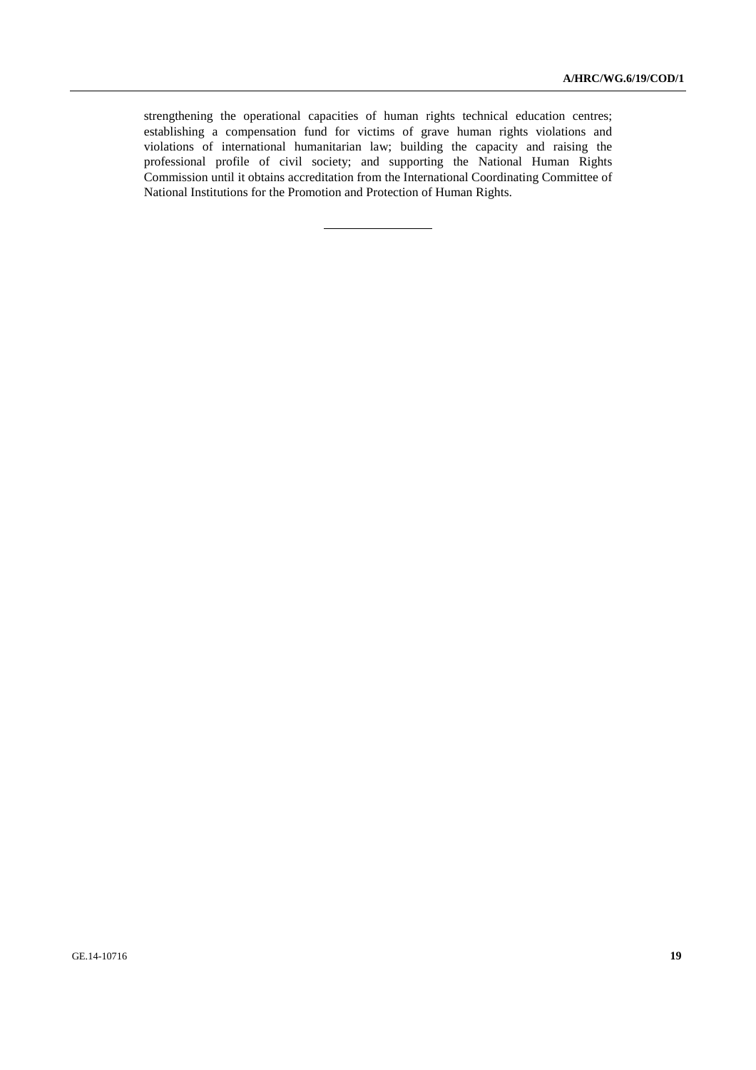strengthening the operational capacities of human rights technical education centres; establishing a compensation fund for victims of grave human rights violations and violations of international humanitarian law; building the capacity and raising the professional profile of civil society; and supporting the National Human Rights Commission until it obtains accreditation from the International Coordinating Committee of National Institutions for the Promotion and Protection of Human Rights.